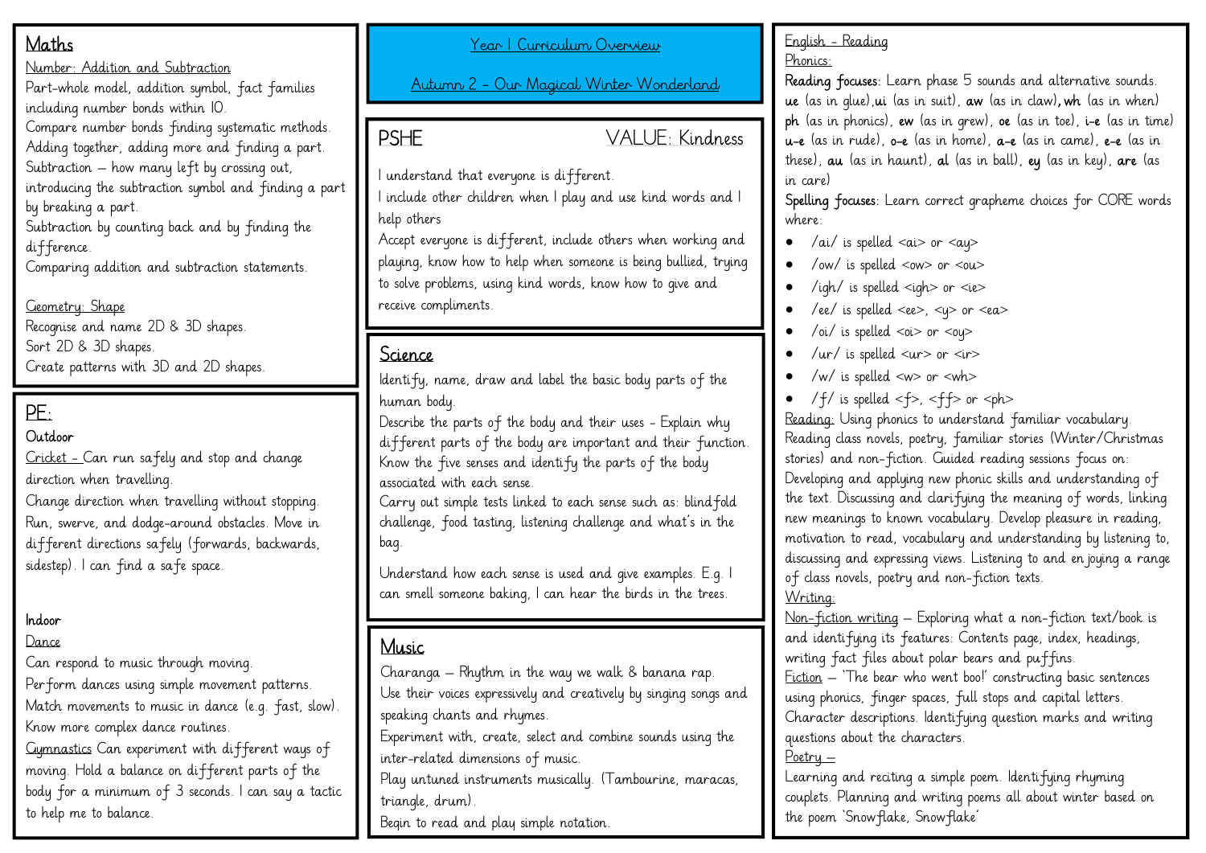# Year 1 Curriculum Overview

## Autumn 2 - Our Magical Winter Wonderland

## Maths

Number: Addition and Subtraction

Part-whole model, addition symbol, fact families including number bonds within 10.
Compare number bonds finding systematic methods.
Adding together, adding more and finding a part.
Subtraction – how many left by crossing out, introducing the subtraction symbol and finding a part by breaking a part.
Subtraction by counting back and by finding the difference.
Comparing addition and subtraction statements.

Geometry: Shape

Recognise and name 2D & 3D shapes.
Sort 2D & 3D shapes.
Create patterns with 3D and 2D shapes.

## PE:

**Outdoor**

Cricket - Can run safely and stop and change direction when travelling.
Change direction when travelling without stopping. Run, swerve, and dodge-around obstacles. Move in different directions safely (forwards, backwards, sidestep). I can find a safe space.

**Indoor**

Dance

Can respond to music through moving.
Perform dances using simple movement patterns.
Match movements to music in dance (e.g. fast, slow).
Know more complex dance routines.

Gymnastics Can experiment with different ways of moving. Hold a balance on different parts of the body for a minimum of 3 seconds. I can say a tactic to help me to balance.

## PSHE — VALUE: Kindness

I understand that everyone is different.
I include other children when I play and use kind words and I help others
Accept everyone is different, include others when working and playing, know how to help when someone is being bullied, trying to solve problems, using kind words, know how to give and receive compliments.

## Science

Identify, name, draw and label the basic body parts of the human body.
Describe the parts of the body and their uses - Explain why different parts of the body are important and their function.
Know the five senses and identify the parts of the body associated with each sense.
Carry out simple tests linked to each sense such as: blindfold challenge, food tasting, listening challenge and what's in the bag.

Understand how each sense is used and give examples. E.g. I can smell someone baking, I can hear the birds in the trees.

## Music

Charanga – Rhythm in the way we walk & banana rap.
Use their voices expressively and creatively by singing songs and speaking chants and rhymes.
Experiment with, create, select and combine sounds using the inter-related dimensions of music.
Play untuned instruments musically. (Tambourine, maracas, triangle, drum).
Begin to read and play simple notation.

## English - Reading

Phonics:

**Reading focuses:** Learn phase 5 sounds and alternative sounds. **ue** (as in glue), **ui** (as in suit), **aw** (as in claw), **wh** (as in when) **ph** (as in phonics), **ew** (as in grew), **oe** (as in toe), **i-e** (as in time) **u-e** (as in rude), **o-e** (as in home), **a-e** (as in came), **e-e** (as in these), **au** (as in haunt), **al** (as in ball), **ey** (as in key), **are** (as in care)

**Spelling focuses:** Learn correct grapheme choices for CORE words where:

- /ai/ is spelled <ai> or <ay>
- /ow/ is spelled <ow> or <ou>
- /igh/ is spelled <igh> or <ie>
- /ee/ is spelled <ee>, <y> or <ea>
- /oi/ is spelled <oi> or <oy>
- /ur/ is spelled <ur> or <ir>
- /w/ is spelled <w> or <wh>
- /f/ is spelled <f>, <ff> or <ph>

Reading: Using phonics to understand familiar vocabulary. Reading class novels, poetry, familiar stories (Winter/Christmas stories) and non-fiction. Guided reading sessions focus on: Developing and applying new phonic skills and understanding of the text. Discussing and clarifying the meaning of words, linking new meanings to known vocabulary. Develop pleasure in reading, motivation to read, vocabulary and understanding by listening to, discussing and expressing views. Listening to and enjoying a range of class novels, poetry and non-fiction texts.

Writing:

Non-fiction writing – Exploring what a non-fiction text/book is and identifying its features: Contents page, index, headings, writing fact files about polar bears and puffins.

Fiction – 'The bear who went boo!' constructing basic sentences using phonics, finger spaces, full stops and capital letters. Character descriptions. Identifying question marks and writing questions about the characters.

Poetry –

Learning and reciting a simple poem. Identifying rhyming couplets. Planning and writing poems all about winter based on the poem 'Snowflake, Snowflake'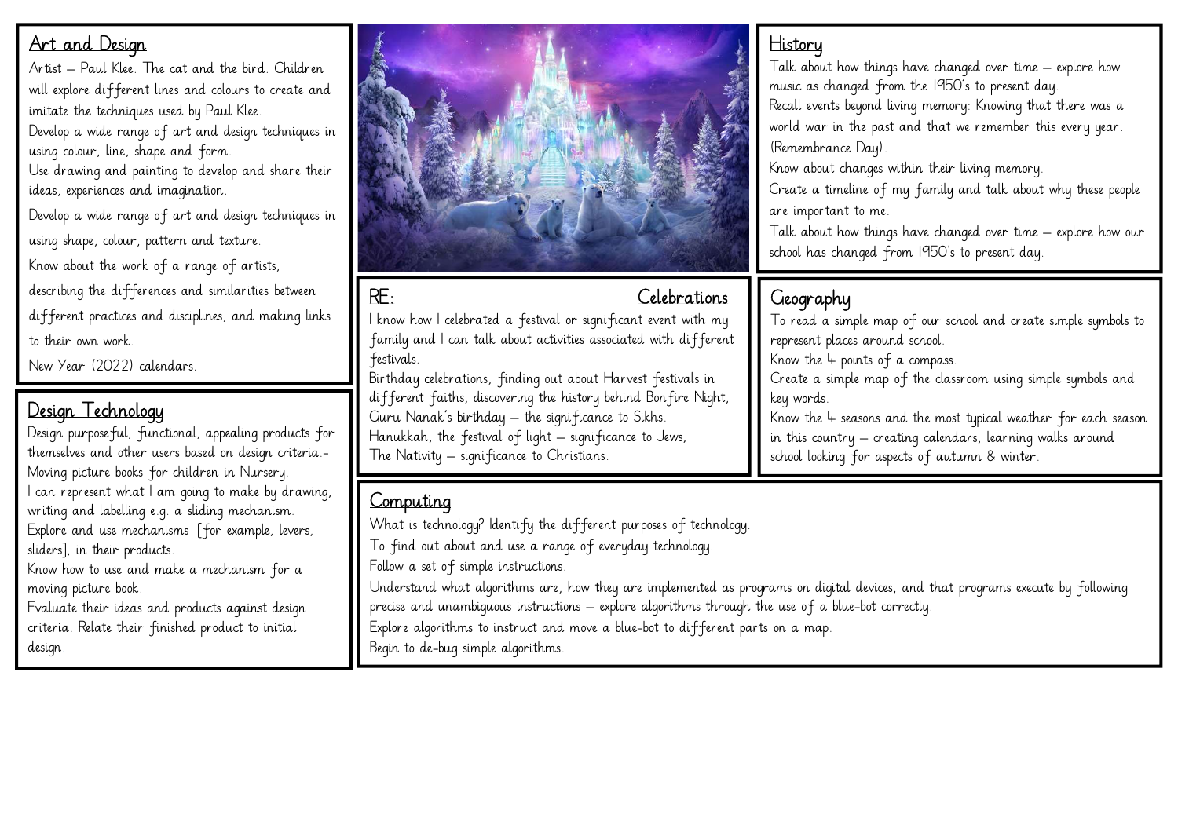## Art and Design

Artist – Paul Klee. The cat and the bird. Children will explore different lines and colours to create and imitate the techniques used by Paul Klee.

Develop a wide range of art and design techniques in using colour, line, shape and form.

Use drawing and painting to develop and share their ideas, experiences and imagination.

Develop a wide range of art and design techniques in using shape, colour, pattern and texture.

Know about the work of a range of artists, describing the differences and similarities between different practices and disciplines, and making links to their own work.

New Year (2022) calendars.

## Design Technology

Design purposeful, functional, appealing products for themselves and other users based on design criteria.- Moving picture books for children in Nursery.

I can represent what I am going to make by drawing, writing and labelling e.g. a sliding mechanism.

Explore and use mechanisms [for example, levers, sliders], in their products.

Know how to use and make a mechanism for a moving picture book.

Evaluate their ideas and products against design criteria. Relate their finished product to initial design.

## RE: Celebrations

I know how I celebrated a festival or significant event with my family and I can talk about activities associated with different festivals.

Birthday celebrations, finding out about Harvest festivals in different faiths, discovering the history behind Bonfire Night, Guru Nanak's birthday – the significance to Sikhs.

Hanukkah, the festival of light – significance to Jews,

The Nativity – significance to Christians.

## History

Talk about how things have changed over time – explore how music as changed from the 1950's to present day.

Recall events beyond living memory: Knowing that there was a world war in the past and that we remember this every year. (Remembrance Day).

Know about changes within their living memory.

Create a timeline of my family and talk about why these people are important to me.

Talk about how things have changed over time – explore how our school has changed from 1950's to present day.

## Geography

To read a simple map of our school and create simple symbols to represent places around school.

Know the 4 points of a compass.

Create a simple map of the classroom using simple symbols and key words.

Know the 4 seasons and the most typical weather for each season in this country – creating calendars, learning walks around school looking for aspects of autumn & winter.

## Computing

What is technology? Identify the different purposes of technology.

To find out about and use a range of everyday technology.

Follow a set of simple instructions.

Understand what algorithms are, how they are implemented as programs on digital devices, and that programs execute by following precise and unambiguous instructions – explore algorithms through the use of a blue-bot correctly.

Explore algorithms to instruct and move a blue-bot to different parts on a map.

Begin to de-bug simple algorithms.